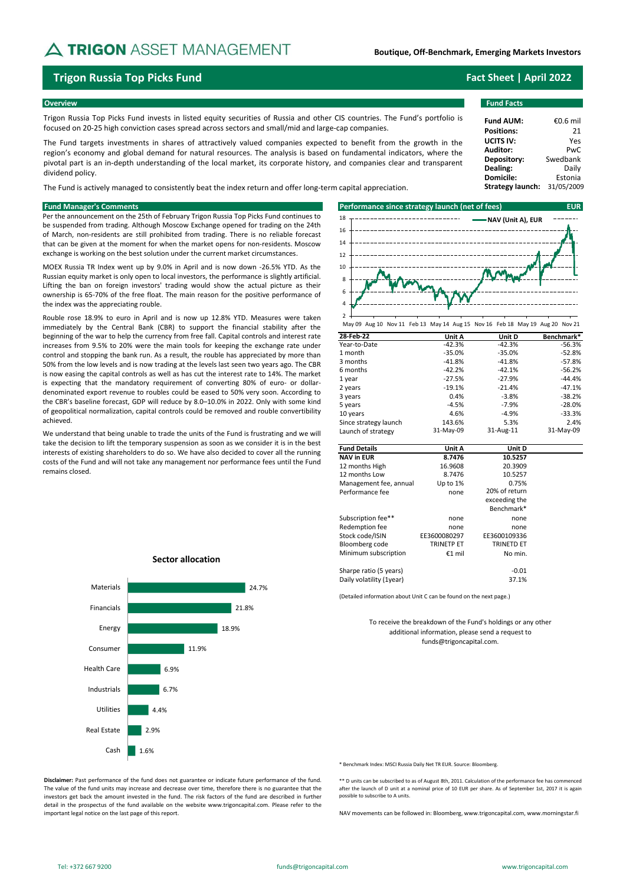# TRIGON ASSET MANAGEMENT

**Boutique, Off-Benchmark, Emerging Markets Investors**

## Trigon Russia Top Picks Fund

**Fact Sheet | April 2022**

### Overview

Trigon Russia Top Picks Fund invests in listed equity securities of Russia and other CIS countries. The Fund's portfolio is focused on 20-25 high conviction cases spread across sectors and small/mid and large-cap companies.

The Fund targets investments in shares of attractively valued companies expected to benefit from the growth in the region's economy and global demand for natural resources. The analysis is based on fundamental indicators, where the pivotal part is an in-depth understanding of the local market, its corporate history, and companies clear and transparent dividend policy.

The Fund is actively managed to consistently beat the index return and offer long-term capital appreciation.

### Fund Facts

| | |
|---|---|
| **Fund AUM:** | €0.6 mil |
| **Positions:** | 21 |
| **UCITS IV:** | Yes |
| **Auditor:** | PwC |
| **Depository:** | Swedbank |
| **Dealing:** | Daily |
| **Domicile:** | Estonia |
| **Strategy launch:** | 31/05/2009 |

### Fund Manager's Comments

Per the announcement on the 25th of February Trigon Russia Top Picks Fund continues to be suspended from trading. Although Moscow Exchange opened for trading on the 24th of March, non-residents are still prohibited from trading. There is no reliable forecast that can be given at the moment for when the market opens for non-residents. Moscow exchange is working on the best solution under the current market circumstances.

MOEX Russia TR Index went up by 9.0% in April and is now down -26.5% YTD. As the Russian equity market is only open to local investors, the performance is slightly artificial. Lifting the ban on foreign investors' trading would show the actual picture as their ownership is 65-70% of the free float. The main reason for the positive performance of the index was the appreciating rouble.

Rouble rose 18.9% to euro in April and is now up 12.8% YTD. Measures were taken immediately by the Central Bank (CBR) to support the financial stability after the beginning of the war to help the currency from free fall. Capital controls and interest rate increases from 9.5% to 20% were the main tools for keeping the exchange rate under control and stopping the bank run. As a result, the rouble has appreciated by more than 50% from the low levels and is now trading at the levels last seen two years ago. The CBR is now easing the capital controls as well as has cut the interest rate to 14%. The market is expecting that the mandatory requirement of converting 80% of euro- or dollar-denominated export revenue to roubles could be eased to 50% very soon. According to the CBR's baseline forecast, GDP will reduce by 8.0–10.0% in 2022. Only with some kind of geopolitical normalization, capital controls could be removed and rouble convertibility achieved.

We understand that being unable to trade the units of the Fund is frustrating and we will take the decision to lift the temporary suspension as soon as we consider it is in the best interests of existing shareholders to do so. We have also decided to cover all the running costs of the Fund and will not take any management nor performance fees until the Fund remains closed.

### Performance since strategy launch (net of fees) — EUR

NAV (Unit A), EUR

(Chart: y-axis 2–18; x-axis May 09, Aug 10, Nov 11, Feb 13, May 14, Aug 15, Nov 16, Feb 18, May 19, Aug 20, Nov 21)

| 28-Feb-22 | Unit A | Unit D | Benchmark* |
|---|---|---|---|
| Year-to-Date | -42.3% | -42.3% | -56.3% |
| 1 month | -35.0% | -35.0% | -52.8% |
| 3 months | -41.8% | -41.8% | -57.8% |
| 6 months | -42.2% | -42.1% | -56.2% |
| 1 year | -27.5% | -27.9% | -44.4% |
| 2 years | -19.1% | -21.4% | -47.1% |
| 3 years | 0.4% | -3.8% | -38.2% |
| 5 years | -4.5% | -7.9% | -28.0% |
| 10 years | 4.6% | -4.9% | -33.3% |
| Since strategy launch | 143.6% | 5.3% | 2.4% |
| Launch of strategy | 31-May-09 | 31-Aug-11 | 31-May-09 |

| Fund Details | Unit A | Unit D |
|---|---|---|
| **NAV in EUR** | **8.7476** | **10.5257** |
| 12 months High | 16.9608 | 20.3909 |
| 12 months Low | 8.7476 | 10.5257 |
| Management fee, annual | Up to 1% | 0.75% |
| Performance fee | none | 20% of return exceeding the Benchmark* |
| Subscription fee** | none | none |
| Redemption fee | none | none |
| Stock code/ISIN | EE3600080297 | EE3600109336 |
| Bloomberg code | TRINETP ET | TRINETD ET |
| Minimum subscription | €1 mil | No min. |
| Sharpe ratio (5 years) | | -0.01 |
| Daily volatility (1year) | | 37.1% |

(Detailed information about Unit C can be found on the next page.)

To receive the breakdown of the Fund's holdings or any other additional information, please send a request to funds@trigoncapital.com.

### Sector allocation

| Sector | % |
|---|---|
| Materials | 24.7% |
| Financials | 21.8% |
| Energy | 18.9% |
| Consumer | 11.9% |
| Health Care | 6.9% |
| Industrials | 6.7% |
| Utilities | 4.4% |
| Real Estate | 2.9% |
| Cash | 1.6% |

\* Benchmark Index: MSCI Russia Daily Net TR EUR. Source: Bloomberg.

** D units can be subscribed to as of August 8th, 2011. Calculation of the performance fee has commenced after the launch of D unit at a nominal price of 10 EUR per share. As of September 1st, 2017 it is again possible to subscribe to A units.

NAV movements can be followed in: Bloomberg, www.trigoncapital.com, www.morningstar.fi

**Disclaimer:** Past performance of the fund does not guarantee or indicate future performance of the fund. The value of the fund units may increase and decrease over time, therefore there is no guarantee that the investors get back the amount invested in the fund. The risk factors of the fund are described in further detail in the prospectus of the fund available on the website www.trigoncapital.com. Please refer to the important legal notice on the last page of this report.

Tel: +372 667 9200 | funds@trigoncapital.com | www.trigoncapital.com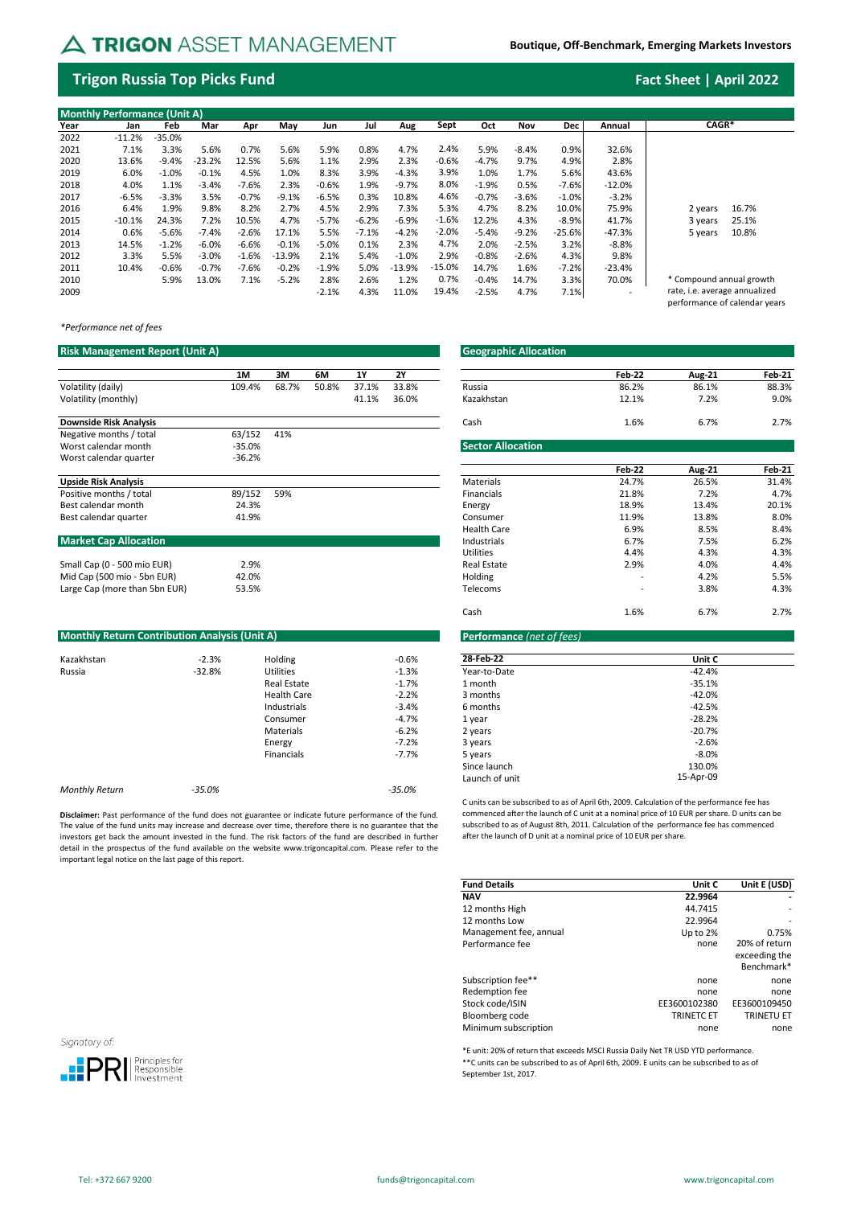# TRIGON ASSET MANAGEMENT

**Boutique, Off-Benchmark, Emerging Markets Investors**

## Trigon Russia Top Picks Fund

**Fact Sheet | April 2022**

### Monthly Performance (Unit A)

| Year | Jan | Feb | Mar | Apr | May | Jun | Jul | Aug | Sept | Oct | Nov | Dec | Annual | CAGR* | |
|---|---|---|---|---|---|---|---|---|---|---|---|---|---|---|---|
| 2022 | -11.2% | -35.0% | | | | | | | | | | | | | |
| 2021 | 7.1% | 3.3% | 5.6% | 0.7% | 5.6% | 5.9% | 0.8% | 4.7% | 2.4% | 5.9% | -8.4% | 0.9% | 32.6% | | |
| 2020 | 13.6% | -9.4% | -23.2% | 12.5% | 5.6% | 1.1% | 2.9% | 2.3% | -0.6% | -4.7% | 9.7% | 4.9% | 2.8% | | |
| 2019 | 6.0% | -1.0% | -0.1% | 4.5% | 1.0% | 8.3% | 3.9% | -4.3% | 3.9% | 1.0% | 1.7% | 5.6% | 43.6% | | |
| 2018 | 4.0% | 1.1% | -3.4% | -7.6% | 2.3% | -0.6% | 1.9% | -9.7% | 8.0% | -1.9% | 0.5% | -7.6% | -12.0% | | |
| 2017 | -6.5% | -3.3% | 3.5% | -0.7% | -9.1% | -6.5% | 0.3% | 10.8% | 4.6% | -0.7% | -3.6% | -1.0% | -3.2% | | |
| 2016 | 6.4% | 1.9% | 9.8% | 8.2% | 2.7% | 4.5% | 2.9% | 7.3% | 5.3% | 4.7% | 8.2% | 10.0% | 75.9% | 2 years | 16.7% |
| 2015 | -10.1% | 24.3% | 7.2% | 10.5% | 4.7% | -5.7% | -6.2% | -6.9% | -1.6% | 12.2% | 4.3% | -8.9% | 41.7% | 3 years | 25.1% |
| 2014 | 0.6% | -5.6% | -7.4% | -2.6% | 17.1% | 5.5% | -7.1% | -4.2% | -2.0% | -5.4% | -9.2% | -25.6% | -47.3% | 5 years | 10.8% |
| 2013 | 14.5% | -1.2% | -6.0% | -6.6% | -0.1% | -5.0% | 0.1% | 2.3% | 4.7% | 2.0% | -2.5% | 3.2% | -8.8% | | |
| 2012 | 3.3% | 5.5% | -3.0% | -1.6% | -13.9% | 2.1% | 5.4% | -1.0% | 2.9% | -0.8% | -2.6% | 4.3% | 9.8% | | |
| 2011 | 10.4% | -0.6% | -0.7% | -7.6% | -0.2% | -1.9% | 5.0% | -13.9% | -15.0% | 14.7% | 1.6% | -7.2% | -23.4% | | |
| 2010 | | 5.9% | 13.0% | 7.1% | -5.2% | 2.8% | 2.6% | 1.2% | 0.7% | -0.4% | 14.7% | 3.3% | 70.0% | | |
| 2009 | | | | | | -2.1% | 4.3% | 11.0% | 19.4% | -2.5% | 4.7% | 7.1% | - | | |

\* Compound annual growth rate, i.e. average annualized performance of calendar years

*Performance net of fees*

### Risk Management Report (Unit A)

| | 1M | 3M | 6M | 1Y | 2Y |
|---|---|---|---|---|---|
| Volatility (daily) | 109.4% | 68.7% | 50.8% | 37.1% | 33.8% |
| Volatility (monthly) | | | | 41.1% | 36.0% |

| **Downside Risk Analysis** | | |
|---|---|---|
| Negative months / total | 63/152 | 41% |
| Worst calendar month | -35.0% | |
| Worst calendar quarter | -36.2% | |

| **Upside Risk Analysis** | | |
|---|---|---|
| Positive months / total | 89/152 | 59% |
| Best calendar month | 24.3% | |
| Best calendar quarter | 41.9% | |

### Market Cap Allocation

| | |
|---|---|
| Small Cap (0 - 500 mio EUR) | 2.9% |
| Mid Cap (500 mio - 5bn EUR) | 42.0% |
| Large Cap (more than 5bn EUR) | 53.5% |

### Geographic Allocation

| | Feb-22 | Aug-21 | Feb-21 |
|---|---|---|---|
| Russia | 86.2% | 86.1% | 88.3% |
| Kazakhstan | 12.1% | 7.2% | 9.0% |
| Cash | 1.6% | 6.7% | 2.7% |

### Sector Allocation

| | Feb-22 | Aug-21 | Feb-21 |
|---|---|---|---|
| Materials | 24.7% | 26.5% | 31.4% |
| Financials | 21.8% | 7.2% | 4.7% |
| Energy | 18.9% | 13.4% | 20.1% |
| Consumer | 11.9% | 13.8% | 8.0% |
| Health Care | 6.9% | 8.5% | 8.4% |
| Industrials | 6.7% | 7.5% | 6.2% |
| Utilities | 4.4% | 4.3% | 4.3% |
| Real Estate | 2.9% | 4.0% | 4.4% |
| Holding | - | 4.2% | 5.5% |
| Telecoms | - | 3.8% | 4.3% |
| Cash | 1.6% | 6.7% | 2.7% |

### Monthly Return Contribution Analysis (Unit A)

| | | | |
|---|---|---|---|
| Kazakhstan | -2.3% | Holding | -0.6% |
| Russia | -32.8% | Utilities | -1.3% |
| | | Real Estate | -1.7% |
| | | Health Care | -2.2% |
| | | Industrials | -3.4% |
| | | Consumer | -4.7% |
| | | Materials | -6.2% |
| | | Energy | -7.2% |
| | | Financials | -7.7% |
| *Monthly Return* | *-35.0%* | | *-35.0%* |

### Performance *(net of fees)*

| 28-Feb-22 | Unit C |
|---|---|
| Year-to-Date | -42.4% |
| 1 month | -35.1% |
| 3 months | -42.0% |
| 6 months | -42.5% |
| 1 year | -28.2% |
| 2 years | -20.7% |
| 3 years | -2.6% |
| 5 years | -8.0% |
| Since launch | 130.0% |
| Launch of unit | 15-Apr-09 |

C units can be subscribed to as of April 6th, 2009. Calculation of the performance fee has commenced after the launch of C unit at a nominal price of 10 EUR per share. D units can be subscribed to as of August 8th, 2011. Calculation of the performance fee has commenced after the launch of D unit at a nominal price of 10 EUR per share.

**Disclaimer:** Past performance of the fund does not guarantee or indicate future performance of the fund. The value of the fund units may increase and decrease over time, therefore there is no guarantee that the investors get back the amount invested in the fund. The risk factors of the fund are described in further detail in the prospectus of the fund available on the website www.trigoncapital.com. Please refer to the important legal notice on the last page of this report.

| Fund Details | Unit C | Unit E (USD) |
|---|---|---|
| **NAV** | **22.9964** | - |
| 12 months High | 44.7415 | - |
| 12 months Low | 22.9964 | - |
| Management fee, annual | Up to 2% | 0.75% |
| Performance fee | none | 20% of return exceeding the Benchmark* |
| Subscription fee** | none | none |
| Redemption fee | none | none |
| Stock code/ISIN | EE3600102380 | EE3600109450 |
| Bloomberg code | TRINETC ET | TRINETU ET |
| Minimum subscription | none | none |

*E unit: 20% of return that exceeds MSCI Russia Daily Net TR USD YTD performance.
**C units can be subscribed to as of April 6th, 2009. E units can be subscribed to as of September 1st, 2017.

Signatory of: PRI Principles for Responsible Investment

Tel: +372 667 9200 | funds@trigoncapital.com | www.trigoncapital.com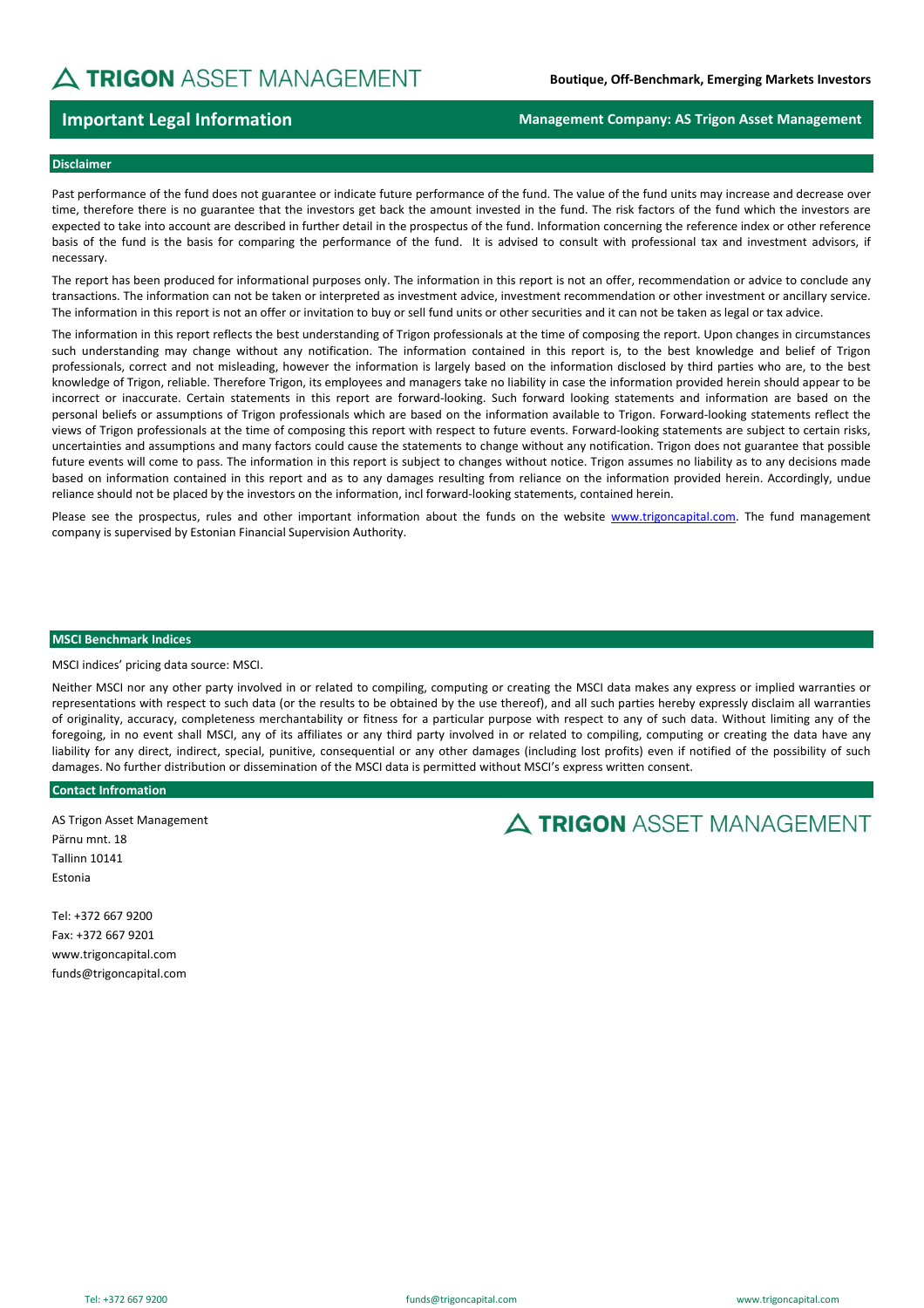TRIGON ASSET MANAGEMENT

**Boutique, Off-Benchmark, Emerging Markets Investors**

## Important Legal Information

**Management Company: AS Trigon Asset Management**

### Disclaimer

Past performance of the fund does not guarantee or indicate future performance of the fund. The value of the fund units may increase and decrease over time, therefore there is no guarantee that the investors get back the amount invested in the fund. The risk factors of the fund which the investors are expected to take into account are described in further detail in the prospectus of the fund. Information concerning the reference index or other reference basis of the fund is the basis for comparing the performance of the fund. It is advised to consult with professional tax and investment advisors, if necessary.

The report has been produced for informational purposes only. The information in this report is not an offer, recommendation or advice to conclude any transactions. The information can not be taken or interpreted as investment advice, investment recommendation or other investment or ancillary service. The information in this report is not an offer or invitation to buy or sell fund units or other securities and it can not be taken as legal or tax advice.

The information in this report reflects the best understanding of Trigon professionals at the time of composing the report. Upon changes in circumstances such understanding may change without any notification. The information contained in this report is, to the best knowledge and belief of Trigon professionals, correct and not misleading, however the information is largely based on the information disclosed by third parties who are, to the best knowledge of Trigon, reliable. Therefore Trigon, its employees and managers take no liability in case the information provided herein should appear to be incorrect or inaccurate. Certain statements in this report are forward-looking. Such forward looking statements and information are based on the personal beliefs or assumptions of Trigon professionals which are based on the information available to Trigon. Forward-looking statements reflect the views of Trigon professionals at the time of composing this report with respect to future events. Forward-looking statements are subject to certain risks, uncertainties and assumptions and many factors could cause the statements to change without any notification. Trigon does not guarantee that possible future events will come to pass. The information in this report is subject to changes without notice. Trigon assumes no liability as to any decisions made based on information contained in this report and as to any damages resulting from reliance on the information provided herein. Accordingly, undue reliance should not be placed by the investors on the information, incl forward-looking statements, contained herein.

Please see the prospectus, rules and other important information about the funds on the website www.trigoncapital.com. The fund management company is supervised by Estonian Financial Supervision Authority.

### MSCI Benchmark Indices

MSCI indices' pricing data source: MSCI.

Neither MSCI nor any other party involved in or related to compiling, computing or creating the MSCI data makes any express or implied warranties or representations with respect to such data (or the results to be obtained by the use thereof), and all such parties hereby expressly disclaim all warranties of originality, accuracy, completeness merchantability or fitness for a particular purpose with respect to any of such data. Without limiting any of the foregoing, in no event shall MSCI, any of its affiliates or any third party involved in or related to compiling, computing or creating the data have any liability for any direct, indirect, special, punitive, consequential or any other damages (including lost profits) even if notified of the possibility of such damages. No further distribution or dissemination of the MSCI data is permitted without MSCI's express written consent.

### Contact Infromation

AS Trigon Asset Management
Pärnu mnt. 18
Tallinn 10141
Estonia

Tel: +372 667 9200
Fax: +372 667 9201
www.trigoncapital.com
funds@trigoncapital.com

TRIGON ASSET MANAGEMENT